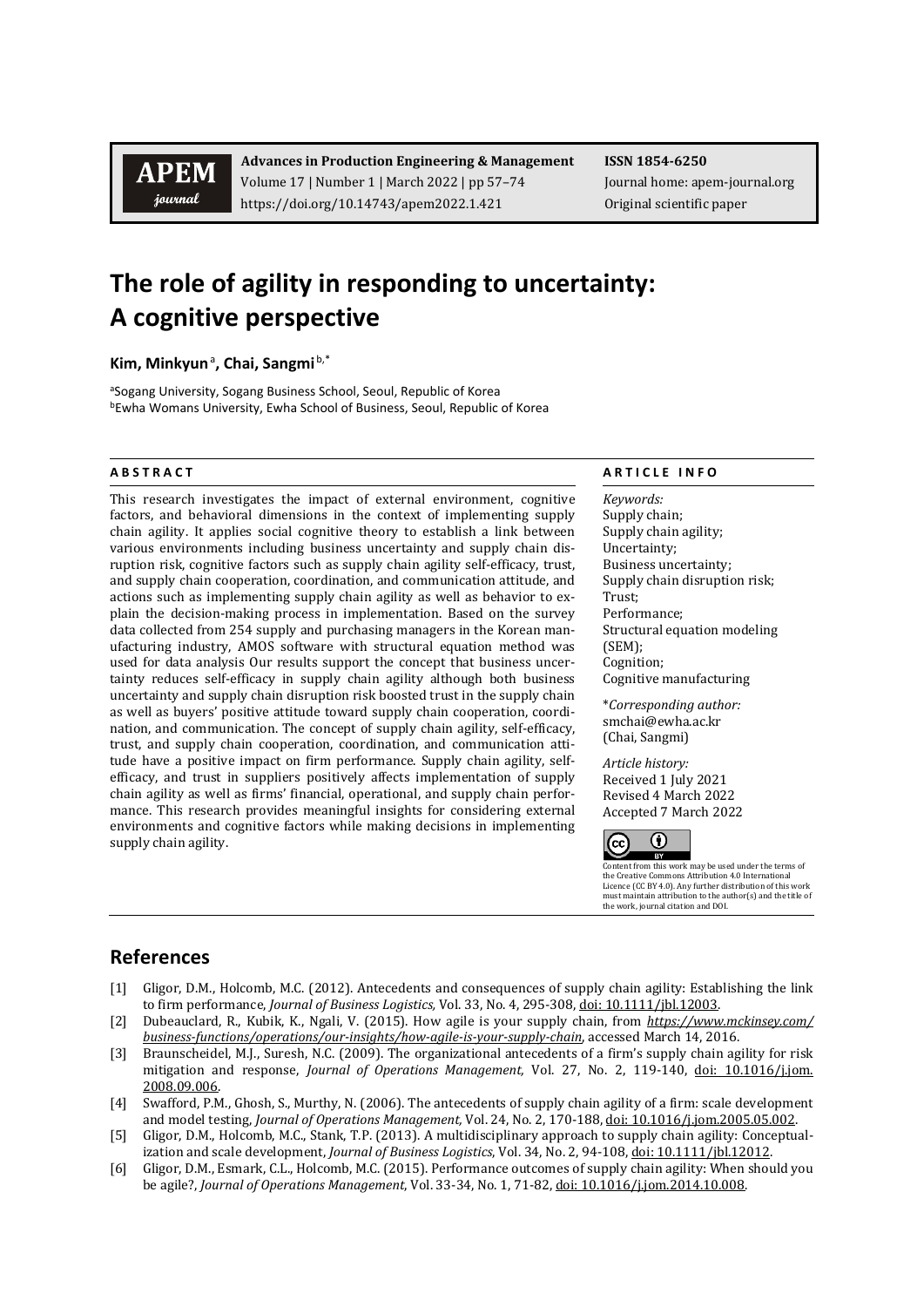# The role of agility in responding to uncertainty: A cognitive perspective

**Kim, Minkyun**[a], **Chai, Sangmi**[b,*]

[a]Sogang University, Sogang Business School, Seoul, Republic of Korea
[b]Ewha Womans University, Ewha School of Business, Seoul, Republic of Korea

## ABSTRACT

This research investigates the impact of external environment, cognitive factors, and behavioral dimensions in the context of implementing supply chain agility. It applies social cognitive theory to establish a link between various environments including business uncertainty and supply chain disruption risk, cognitive factors such as supply chain agility self-efficacy, trust, and supply chain cooperation, coordination, and communication attitude, and actions such as implementing supply chain agility as well as behavior to explain the decision-making process in implementation. Based on the survey data collected from 254 supply and purchasing managers in the Korean manufacturing industry, AMOS software with structural equation method was used for data analysis Our results support the concept that business uncertainty reduces self-efficacy in supply chain agility although both business uncertainty and supply chain disruption risk boosted trust in the supply chain as well as buyers' positive attitude toward supply chain cooperation, coordination, and communication. The concept of supply chain agility, self-efficacy, trust, and supply chain cooperation, coordination, and communication attitude have a positive impact on firm performance. Supply chain agility, self-efficacy, and trust in suppliers positively affects implementation of supply chain agility as well as firms' financial, operational, and supply chain performance. This research provides meaningful insights for considering external environments and cognitive factors while making decisions in implementing supply chain agility.

## ARTICLE INFO

*Keywords:*
Supply chain;
Supply chain agility;
Uncertainty;
Business uncertainty;
Supply chain disruption risk;
Trust;
Performance;
Structural equation modeling (SEM);
Cognition;
Cognitive manufacturing

*\*Corresponding author:*
smchai@ewha.ac.kr
(Chai, Sangmi)

*Article history:*
Received 1 July 2021
Revised 4 March 2022
Accepted 7 March 2022

Content from this work may be used under the terms of the Creative Commons Attribution 4.0 International Licence (CC BY 4.0). Any further distribution of this work must maintain attribution to the author(s) and the title of the work, journal citation and DOI.

## References

[1] Gligor, D.M., Holcomb, M.C. (2012). Antecedents and consequences of supply chain agility: Establishing the link to firm performance, *Journal of Business Logistics,* Vol. 33, No. 4, 295-308, doi: 10.1111/jbl.12003.

[2] Dubeauclard, R., Kubik, K., Ngali, V. (2015). How agile is your supply chain, from *https://www.mckinsey.com/business-functions/operations/our-insights/how-agile-is-your-supply-chain*, accessed March 14, 2016.

[3] Braunscheidel, M.J., Suresh, N.C. (2009). The organizational antecedents of a firm's supply chain agility for risk mitigation and response, *Journal of Operations Management,* Vol. 27, No. 2, 119-140, doi: 10.1016/j.jom.2008.09.006.

[4] Swafford, P.M., Ghosh, S., Murthy, N. (2006). The antecedents of supply chain agility of a firm: scale development and model testing, *Journal of Operations Management,* Vol. 24, No. 2, 170-188, doi: 10.1016/j.jom.2005.05.002.

[5] Gligor, D.M., Holcomb, M.C., Stank, T.P. (2013). A multidisciplinary approach to supply chain agility: Conceptualization and scale development, *Journal of Business Logistics*, Vol. 34, No. 2, 94-108, doi: 10.1111/jbl.12012.

[6] Gligor, D.M., Esmark, C.L., Holcomb, M.C. (2015). Performance outcomes of supply chain agility: When should you be agile?, *Journal of Operations Management*, Vol. 33-34, No. 1, 71-82, doi: 10.1016/j.jom.2014.10.008.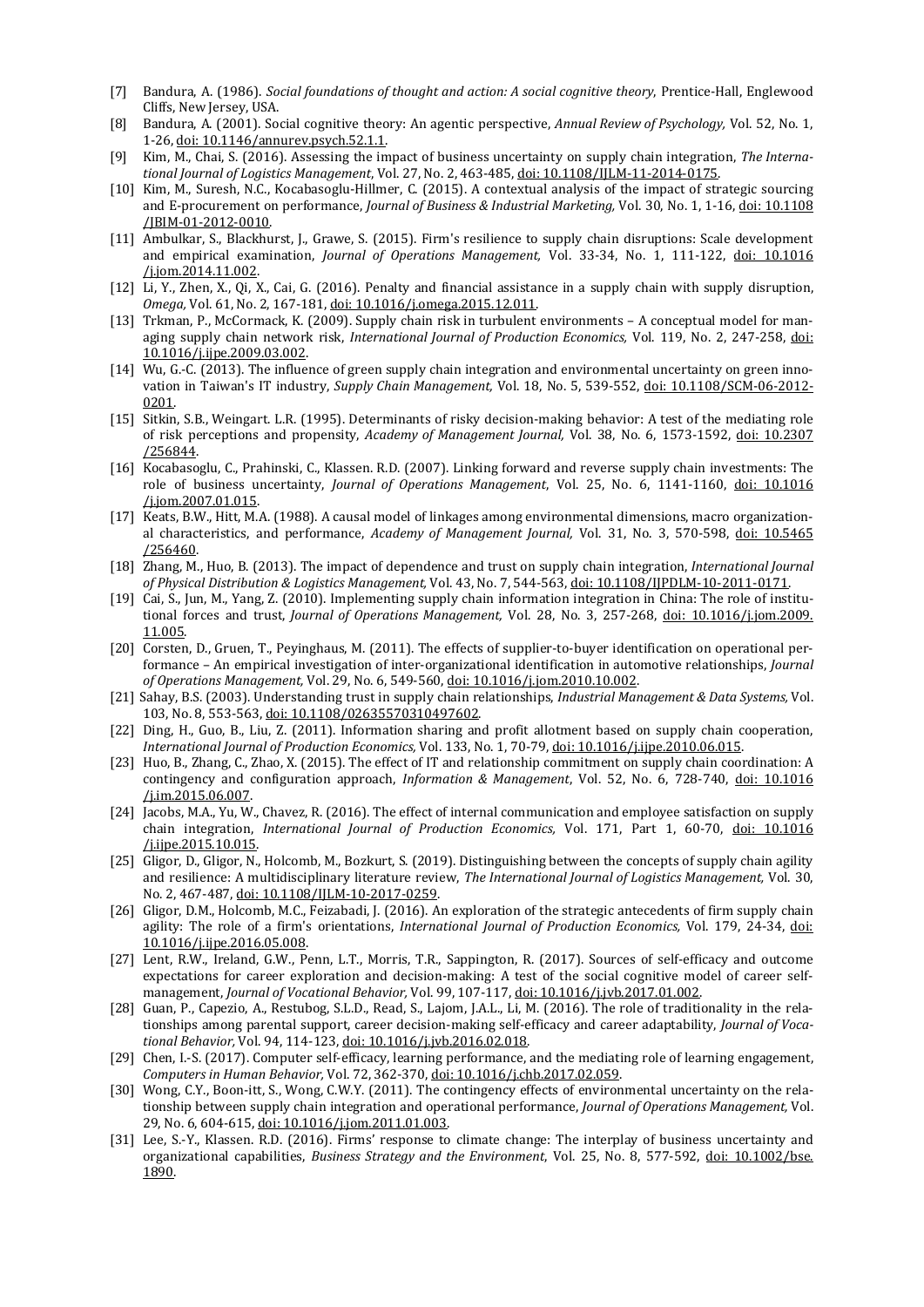[7] Bandura, A. (1986). *Social foundations of thought and action: A social cognitive theory*, Prentice-Hall, Englewood Cliffs, New Jersey, USA.

[8] Bandura, A. (2001). Social cognitive theory: An agentic perspective, *Annual Review of Psychology,* Vol. 52, No. 1, 1-26, doi: 10.1146/annurev.psych.52.1.1.

[9] Kim, M., Chai, S. (2016). Assessing the impact of business uncertainty on supply chain integration, *The International Journal of Logistics Management*, Vol. 27, No. 2, 463-485, doi: 10.1108/IJLM-11-2014-0175.

[10] Kim, M., Suresh, N.C., Kocabasoglu-Hillmer, C. (2015). A contextual analysis of the impact of strategic sourcing and E-procurement on performance, *Journal of Business & Industrial Marketing,* Vol. 30, No. 1, 1-16, doi: 10.1108/JBIM-01-2012-0010.

[11] Ambulkar, S., Blackhurst, J., Grawe, S. (2015). Firm's resilience to supply chain disruptions: Scale development and empirical examination, *Journal of Operations Management,* Vol. 33-34, No. 1, 111-122, doi: 10.1016/j.jom.2014.11.002.

[12] Li, Y., Zhen, X., Qi, X., Cai, G. (2016). Penalty and financial assistance in a supply chain with supply disruption, *Omega,* Vol. 61, No. 2, 167-181, doi: 10.1016/j.omega.2015.12.011.

[13] Trkman, P., McCormack, K. (2009). Supply chain risk in turbulent environments – A conceptual model for managing supply chain network risk, *International Journal of Production Economics,* Vol. 119, No. 2, 247-258, doi: 10.1016/j.ijpe.2009.03.002.

[14] Wu, G.-C. (2013). The influence of green supply chain integration and environmental uncertainty on green innovation in Taiwan's IT industry, *Supply Chain Management,* Vol. 18, No. 5, 539-552, doi: 10.1108/SCM-06-2012-0201.

[15] Sitkin, S.B., Weingart. L.R. (1995). Determinants of risky decision-making behavior: A test of the mediating role of risk perceptions and propensity, *Academy of Management Journal,* Vol. 38, No. 6, 1573-1592, doi: 10.2307/256844.

[16] Kocabasoglu, C., Prahinski, C., Klassen. R.D. (2007). Linking forward and reverse supply chain investments: The role of business uncertainty, *Journal of Operations Management*, Vol. 25, No. 6, 1141-1160, doi: 10.1016/j.jom.2007.01.015.

[17] Keats, B.W., Hitt, M.A. (1988). A causal model of linkages among environmental dimensions, macro organizational characteristics, and performance, *Academy of Management Journal,* Vol. 31, No. 3, 570-598, doi: 10.5465/256460.

[18] Zhang, M., Huo, B. (2013). The impact of dependence and trust on supply chain integration, *International Journal of Physical Distribution & Logistics Management,* Vol. 43, No. 7, 544-563, doi: 10.1108/IJPDLM-10-2011-0171.

[19] Cai, S., Jun, M., Yang, Z. (2010). Implementing supply chain information integration in China: The role of institutional forces and trust, *Journal of Operations Management,* Vol. 28, No. 3, 257-268, doi: 10.1016/j.jom.2009.11.005.

[20] Corsten, D., Gruen, T., Peyinghaus, M. (2011). The effects of supplier-to-buyer identification on operational performance – An empirical investigation of inter-organizational identification in automotive relationships, *Journal of Operations Management,* Vol. 29, No. 6, 549-560, doi: 10.1016/j.jom.2010.10.002.

[21] Sahay, B.S. (2003). Understanding trust in supply chain relationships, *Industrial Management & Data Systems,* Vol. 103, No. 8, 553-563, doi: 10.1108/02635570310497602.

[22] Ding, H., Guo, B., Liu, Z. (2011). Information sharing and profit allotment based on supply chain cooperation, *International Journal of Production Economics,* Vol. 133, No. 1, 70-79, doi: 10.1016/j.ijpe.2010.06.015.

[23] Huo, B., Zhang, C., Zhao, X. (2015). The effect of IT and relationship commitment on supply chain coordination: A contingency and configuration approach, *Information & Management*, Vol. 52, No. 6, 728-740, doi: 10.1016/j.im.2015.06.007.

[24] Jacobs, M.A., Yu, W., Chavez, R. (2016). The effect of internal communication and employee satisfaction on supply chain integration, *International Journal of Production Economics,* Vol. 171, Part 1, 60-70, doi: 10.1016/j.ijpe.2015.10.015.

[25] Gligor, D., Gligor, N., Holcomb, M., Bozkurt, S. (2019). Distinguishing between the concepts of supply chain agility and resilience: A multidisciplinary literature review, *The International Journal of Logistics Management,* Vol. 30, No. 2, 467-487, doi: 10.1108/IJLM-10-2017-0259.

[26] Gligor, D.M., Holcomb, M.C., Feizabadi, J. (2016). An exploration of the strategic antecedents of firm supply chain agility: The role of a firm's orientations, *International Journal of Production Economics,* Vol. 179, 24-34, doi: 10.1016/j.ijpe.2016.05.008.

[27] Lent, R.W., Ireland, G.W., Penn, L.T., Morris, T.R., Sappington, R. (2017). Sources of self-efficacy and outcome expectations for career exploration and decision-making: A test of the social cognitive model of career self-management, *Journal of Vocational Behavior,* Vol. 99, 107-117, doi: 10.1016/j.jvb.2017.01.002.

[28] Guan, P., Capezio, A., Restubog, S.L.D., Read, S., Lajom, J.A.L., Li, M. (2016). The role of traditionality in the relationships among parental support, career decision-making self-efficacy and career adaptability, *Journal of Vocational Behavior,* Vol. 94, 114-123, doi: 10.1016/j.jvb.2016.02.018.

[29] Chen, I.-S. (2017). Computer self-efficacy, learning performance, and the mediating role of learning engagement, *Computers in Human Behavior,* Vol. 72, 362-370, doi: 10.1016/j.chb.2017.02.059.

[30] Wong, C.Y., Boon-itt, S., Wong, C.W.Y. (2011). The contingency effects of environmental uncertainty on the relationship between supply chain integration and operational performance, *Journal of Operations Management,* Vol. 29, No. 6, 604-615, doi: 10.1016/j.jom.2011.01.003.

[31] Lee, S.-Y., Klassen. R.D. (2016). Firms' response to climate change: The interplay of business uncertainty and organizational capabilities, *Business Strategy and the Environment*, Vol. 25, No. 8, 577-592, doi: 10.1002/bse.1890.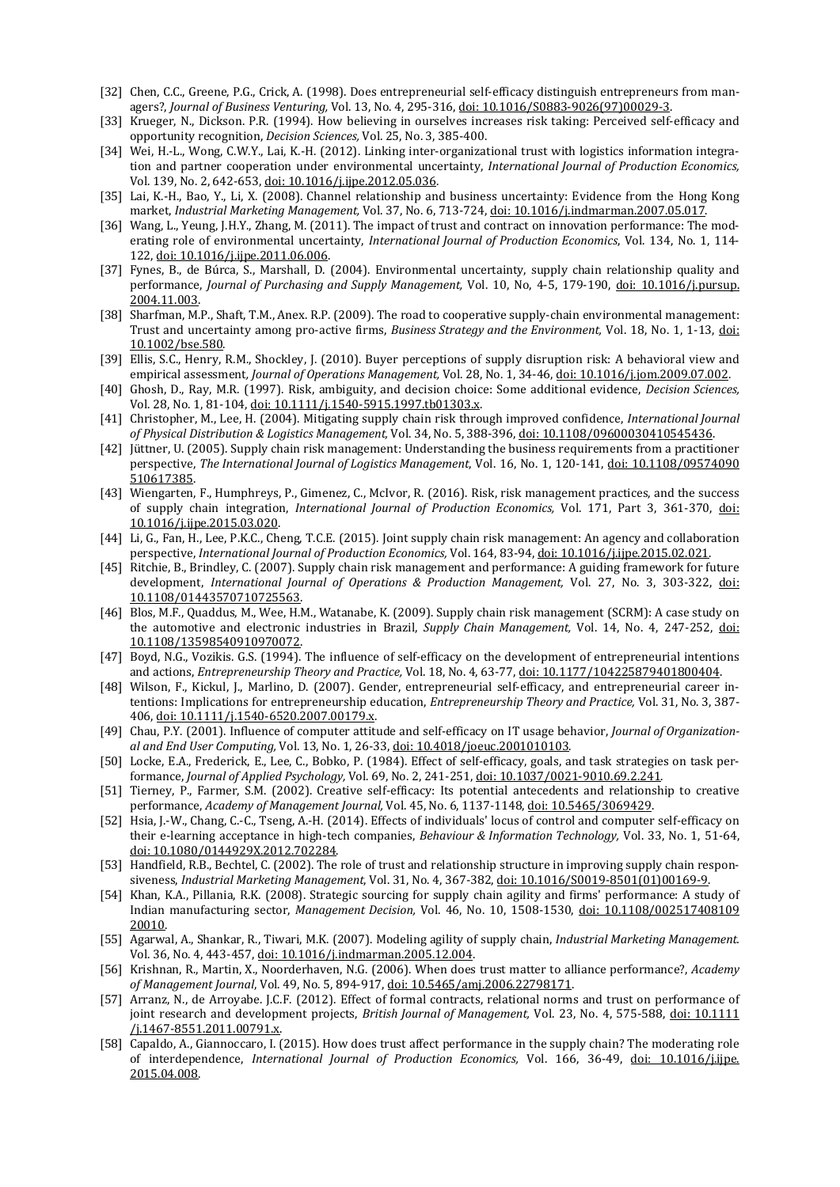[32] Chen, C.C., Greene, P.G., Crick, A. (1998). Does entrepreneurial self-efficacy distinguish entrepreneurs from managers?, *Journal of Business Venturing,* Vol. 13, No. 4, 295-316, doi: 10.1016/S0883-9026(97)00029-3.

[33] Krueger, N., Dickson. P.R. (1994). How believing in ourselves increases risk taking: Perceived self-efficacy and opportunity recognition, *Decision Sciences,* Vol. 25, No. 3, 385-400.

[34] Wei, H.-L., Wong, C.W.Y., Lai, K.-H. (2012). Linking inter-organizational trust with logistics information integration and partner cooperation under environmental uncertainty, *International Journal of Production Economics,* Vol. 139, No. 2, 642-653, doi: 10.1016/j.ijpe.2012.05.036.

[35] Lai, K.-H., Bao, Y., Li, X. (2008). Channel relationship and business uncertainty: Evidence from the Hong Kong market, *Industrial Marketing Management,* Vol. 37, No. 6, 713-724, doi: 10.1016/j.indmarman.2007.05.017.

[36] Wang, L., Yeung, J.H.Y., Zhang, M. (2011). The impact of trust and contract on innovation performance: The moderating role of environmental uncertainty, *International Journal of Production Economics*, Vol. 134, No. 1, 114-122, doi: 10.1016/j.ijpe.2011.06.006.

[37] Fynes, B., de Búrca, S., Marshall, D. (2004). Environmental uncertainty, supply chain relationship quality and performance, *Journal of Purchasing and Supply Management,* Vol. 10, No, 4-5, 179-190, doi: 10.1016/j.pursup.2004.11.003.

[38] Sharfman, M.P., Shaft, T.M., Anex. R.P. (2009). The road to cooperative supply-chain environmental management: Trust and uncertainty among pro-active firms, *Business Strategy and the Environment,* Vol. 18, No. 1, 1-13, doi: 10.1002/bse.580.

[39] Ellis, S.C., Henry, R.M., Shockley, J. (2010). Buyer perceptions of supply disruption risk: A behavioral view and empirical assessment, *Journal of Operations Management,* Vol. 28, No. 1, 34-46, doi: 10.1016/j.jom.2009.07.002.

[40] Ghosh, D., Ray, M.R. (1997). Risk, ambiguity, and decision choice: Some additional evidence, *Decision Sciences,* Vol. 28, No. 1, 81-104, doi: 10.1111/j.1540-5915.1997.tb01303.x.

[41] Christopher, M., Lee, H. (2004). Mitigating supply chain risk through improved confidence, *International Journal of Physical Distribution & Logistics Management,* Vol. 34, No. 5, 388-396, doi: 10.1108/09600030410545436.

[42] Jüttner, U. (2005). Supply chain risk management: Understanding the business requirements from a practitioner perspective, *The International Journal of Logistics Management*, Vol. 16, No. 1, 120-141, doi: 10.1108/09574090510617385.

[43] Wiengarten, F., Humphreys, P., Gimenez, C., McIvor, R. (2016). Risk, risk management practices, and the success of supply chain integration, *International Journal of Production Economics,* Vol. 171, Part 3, 361-370, doi: 10.1016/j.ijpe.2015.03.020.

[44] Li, G., Fan, H., Lee, P.K.C., Cheng, T.C.E. (2015). Joint supply chain risk management: An agency and collaboration perspective, *International Journal of Production Economics,* Vol. 164, 83-94, doi: 10.1016/j.ijpe.2015.02.021.

[45] Ritchie, B., Brindley, C. (2007). Supply chain risk management and performance: A guiding framework for future development, *International Journal of Operations & Production Management,* Vol. 27, No. 3, 303-322, doi: 10.1108/01443570710725563.

[46] Blos, M.F., Quaddus, M., Wee, H.M., Watanabe, K. (2009). Supply chain risk management (SCRM): A case study on the automotive and electronic industries in Brazil, *Supply Chain Management,* Vol. 14, No. 4, 247-252, doi: 10.1108/13598540910970072.

[47] Boyd, N.G., Vozikis. G.S. (1994). The influence of self-efficacy on the development of entrepreneurial intentions and actions, *Entrepreneurship Theory and Practice,* Vol. 18, No. 4, 63-77, doi: 10.1177/104225879401800404.

[48] Wilson, F., Kickul, J., Marlino, D. (2007). Gender, entrepreneurial self-efficacy, and entrepreneurial career intentions: Implications for entrepreneurship education, *Entrepreneurship Theory and Practice,* Vol. 31, No. 3, 387-406, doi: 10.1111/j.1540-6520.2007.00179.x.

[49] Chau, P.Y. (2001). Influence of computer attitude and self-efficacy on IT usage behavior, *Journal of Organizational and End User Computing,* Vol. 13, No. 1, 26-33, doi: 10.4018/joeuc.2001010103.

[50] Locke, E.A., Frederick, E., Lee, C., Bobko, P. (1984). Effect of self-efficacy, goals, and task strategies on task performance, *Journal of Applied Psychology,* Vol. 69, No. 2, 241-251, doi: 10.1037/0021-9010.69.2.241.

[51] Tierney, P., Farmer, S.M. (2002). Creative self-efficacy: Its potential antecedents and relationship to creative performance, *Academy of Management Journal,* Vol. 45, No. 6, 1137-1148, doi: 10.5465/3069429.

[52] Hsia, J.-W., Chang, C.-C., Tseng, A.-H. (2014). Effects of individuals' locus of control and computer self-efficacy on their e-learning acceptance in high-tech companies, *Behaviour & Information Technology,* Vol. 33, No. 1, 51-64, doi: 10.1080/0144929X.2012.702284.

[53] Handfield, R.B., Bechtel, C. (2002). The role of trust and relationship structure in improving supply chain responsiveness, *Industrial Marketing Management*, Vol. 31, No. 4, 367-382, doi: 10.1016/S0019-8501(01)00169-9.

[54] Khan, K.A., Pillania, R.K. (2008). Strategic sourcing for supply chain agility and firms' performance: A study of Indian manufacturing sector, *Management Decision,* Vol. 46, No. 10, 1508-1530, doi: 10.1108/00251740810920010.

[55] Agarwal, A., Shankar, R., Tiwari, M.K. (2007). Modeling agility of supply chain, *Industrial Marketing Management.* Vol. 36, No. 4, 443-457, doi: 10.1016/j.indmarman.2005.12.004.

[56] Krishnan, R., Martin, X., Noorderhaven, N.G. (2006). When does trust matter to alliance performance?, *Academy of Management Journal*, Vol. 49, No. 5, 894-917, doi: 10.5465/amj.2006.22798171.

[57] Arranz, N., de Arroyabe. J.C.F. (2012). Effect of formal contracts, relational norms and trust on performance of joint research and development projects, *British Journal of Management,* Vol. 23, No. 4, 575-588, doi: 10.1111/j.1467-8551.2011.00791.x.

[58] Capaldo, A., Giannoccaro, I. (2015). How does trust affect performance in the supply chain? The moderating role of interdependence, *International Journal of Production Economics,* Vol. 166, 36-49, doi: 10.1016/j.ijpe.2015.04.008.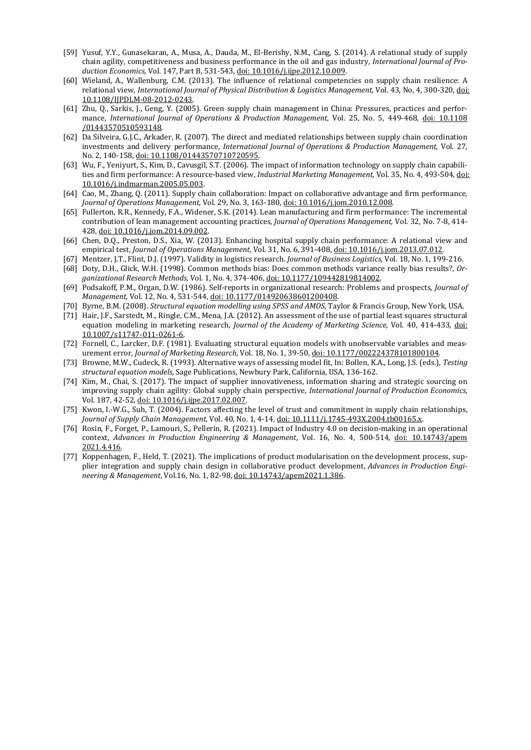[59] Yusuf, Y.Y., Gunasekaran, A., Musa, A., Dauda, M., El-Berishy, N.M., Cang, S. (2014). A relational study of supply chain agility, competitiveness and business performance in the oil and gas industry, *International Journal of Production Economics,* Vol. 147, Part B, 531-543, doi: 10.1016/j.ijpe.2012.10.009.

[60] Wieland, A., Wallenburg, C.M. (2013). The influence of relational competencies on supply chain resilience: A relational view, *International Journal of Physical Distribution & Logistics Management,* Vol. 43, No, 4, 300-320, doi: 10.1108/IJPDLM-08-2012-0243.

[61] Zhu, Q., Sarkis, J., Geng, Y. (2005). Green supply chain management in China: Pressures, practices and performance, *International Journal of Operations & Production Management,* Vol. 25, No. 5, 449-468, doi: 10.1108/01443570510593148.

[62] Da Silveira, G.J.C., Arkader, R. (2007). The direct and mediated relationships between supply chain coordination investments and delivery performance, *International Journal of Operations & Production Management,* Vol. 27, No. 2, 140-158, doi: 10.1108/01443570710720595.

[63] Wu, F., Yeniyurt, S., Kim, D., Cavusgil, S.T. (2006). The impact of information technology on supply chain capabilities and firm performance: A resource-based view, *Industrial Marketing Management,* Vol. 35, No. 4, 493-504, doi: 10.1016/j.indmarman.2005.05.003.

[64] Cao, M., Zhang, Q. (2011). Supply chain collaboration: Impact on collaborative advantage and firm performance, *Journal of Operations Management,* Vol. 29, No. 3, 163-180, doi: 10.1016/j.jom.2010.12.008.

[65] Fullerton, R.R., Kennedy, F.A., Widener, S.K. (2014). Lean manufacturing and firm performance: The incremental contribution of lean management accounting practices, *Journal of Operations Management,* Vol. 32, No. 7-8, 414-428, doi: 10.1016/j.jom.2014.09.002.

[66] Chen, D.Q., Preston, D.S., Xia, W. (2013). Enhancing hospital supply chain performance: A relational view and empirical test, *Journal of Operations Management*, Vol. 31, No. 6, 391-408, doi: 10.1016/j.jom.2013.07.012.

[67] Mentzer, J.T., Flint, D.J. (1997). Validity in logistics research. *Journal of Business Logistics,* Vol. 18, No. 1, 199-216.

[68] Doty, D.H., Glick, W.H. (1998). Common methods bias: Does common methods variance really bias results?, *Organizational Research Methods,* Vol. 1, No. 4, 374-406, doi: 10.1177/109442819814002.

[69] Podsakoff, P.M., Organ, D.W. (1986). Self-reports in organizational research: Problems and prospects, *Journal of Management,* Vol. 12, No. 4, 531-544, doi: 10.1177/014920638601200408.

[70] Byrne, B.M. (2008). *Structural equation modelling using SPSS and AMOS*, Taylor & Francis Group, New York, USA.

[71] Hair, J.F., Sarstedt, M., Ringle, C.M., Mena, J.A. (2012). An assessment of the use of partial least squares structural equation modeling in marketing research, *Journal of the Academy of Marketing Science,* Vol. 40, 414-433, doi: 10.1007/s11747-011-0261-6.

[72] Fornell, C., Larcker, D.F. (1981). Evaluating structural equation models with unobservable variables and measurement error, *Journal of Marketing Research,* Vol. 18, No. 1, 39-50, doi: 10.1177/002224378101800104.

[73] Browne, M.W., Cudeck, R. (1993). Alternative ways of assessing model fit, In: Bollen, K.A., Long, J.S. (eds.), *Testing structural equation models*, Sage Publications, Newbury Park, California, USA, 136-162.

[74] Kim, M., Chai, S. (2017). The impact of supplier innovativeness, information sharing and strategic sourcing on improving supply chain agility: Global supply chain perspective, *International Journal of Production Economics,* Vol. 187, 42-52, doi: 10.1016/j.ijpe.2017.02.007.

[75] Kwon, I.-W.G., Suh, T. (2004). Factors affecting the level of trust and commitment in supply chain relationships, *Journal of Supply Chain Management*, Vol. 40, No. 1, 4-14, doi: 10.1111/j.1745-493X.2004.tb00165.x.

[76] Rosin, F., Forget, P., Lamouri, S., Pellerin, R. (2021). Impact of Industry 4.0 on decision-making in an operational context, *Advances in Production Engineering & Management*, Vol. 16, No. 4, 500-514, doi: 10.14743/apem2021.4.416.

[77] Koppenhagen, F., Held, T. (2021). The implications of product modularisation on the development process, supplier integration and supply chain design in collaborative product development, *Advances in Production Engineering & Management*, Vol.16, No. 1, 82-98, doi: 10.14743/apem2021.1.386.